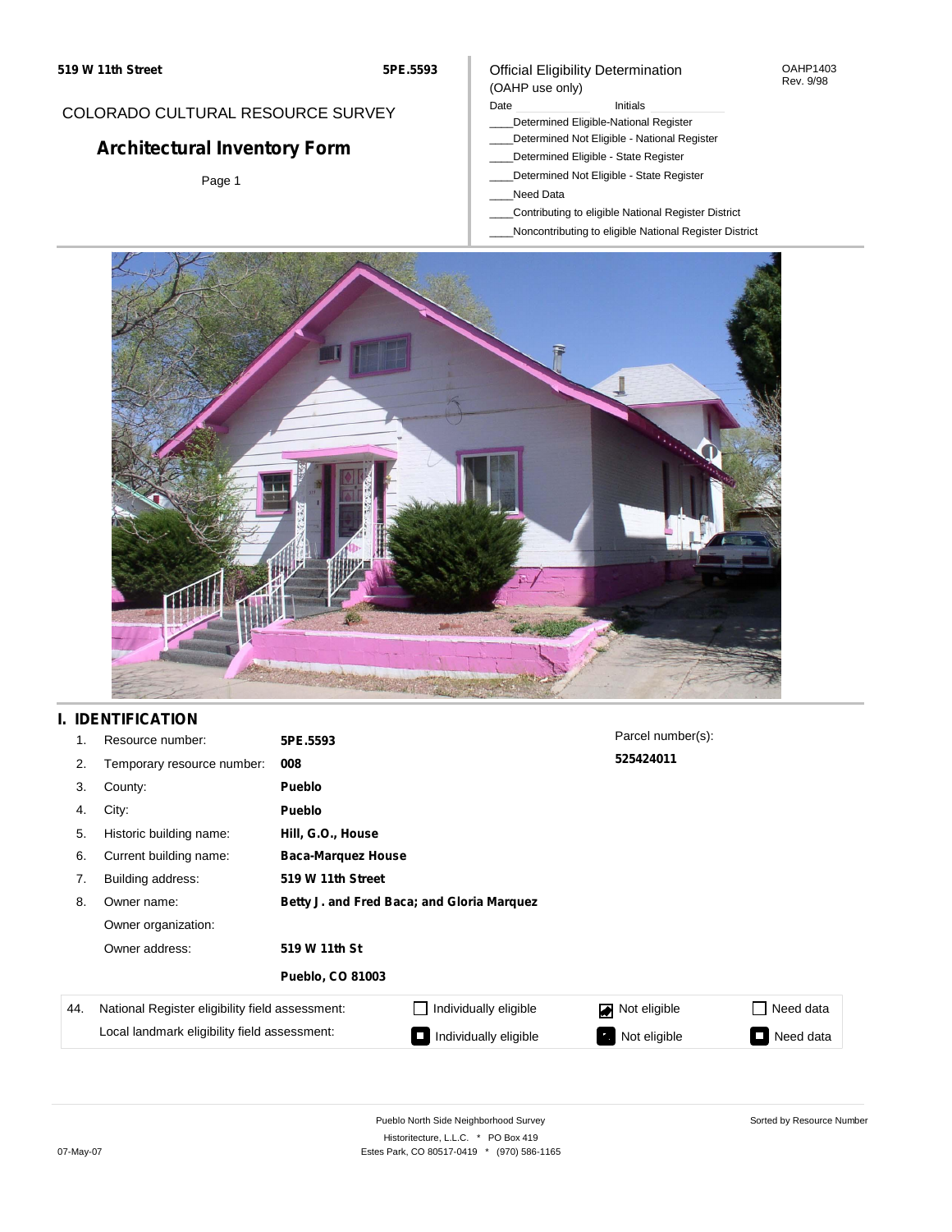**519 W 11th Street** **5PE.5593**

COLORADO CULTURAL RESOURCE SURVEY

# Architectural Inventory Form

Page 1

Official Eligibility Determination
(OAHP use only)

OAHP1403
Rev. 9/98

Date ____________ Initials ____________

____Determined Eligible-National Register
____Determined Not Eligible - National Register
____Determined Eligible - State Register
____Determined Not Eligible - State Register
____Need Data
____Contributing to eligible National Register District
____Noncontributing to eligible National Register District

## I. IDENTIFICATION

| | | | |
|---|---|---|---|
| 1. | Resource number: | **5PE.5593** | Parcel number(s): |
| 2. | Temporary resource number: | **008** | **525424011** |
| 3. | County: | **Pueblo** | |
| 4. | City: | **Pueblo** | |
| 5. | Historic building name: | **Hill, G.O., House** | |
| 6. | Current building name: | **Baca-Marquez House** | |
| 7. | Building address: | **519 W 11th Street** | |
| 8. | Owner name: | **Betty J. and Fred Baca; and Gloria Marquez** | |
| | Owner organization: | | |
| | Owner address: | **519 W 11th St** | |
| | | **Pueblo, CO 81003** | |

| 44. | | | | |
|---|---|---|---|---|
| | National Register eligibility field assessment: | ☐ Individually eligible | ☑ Not eligible | ☐ Need data |
| | Local landmark eligibility field assessment: | ■ Individually eligible | ■ Not eligible | ■ Need data |

Pueblo North Side Neighborhood Survey
Historitecture, L.L.C. * PO Box 419
Estes Park, CO 80517-0419 * (970) 586-1165

Sorted by Resource Number

07-May-07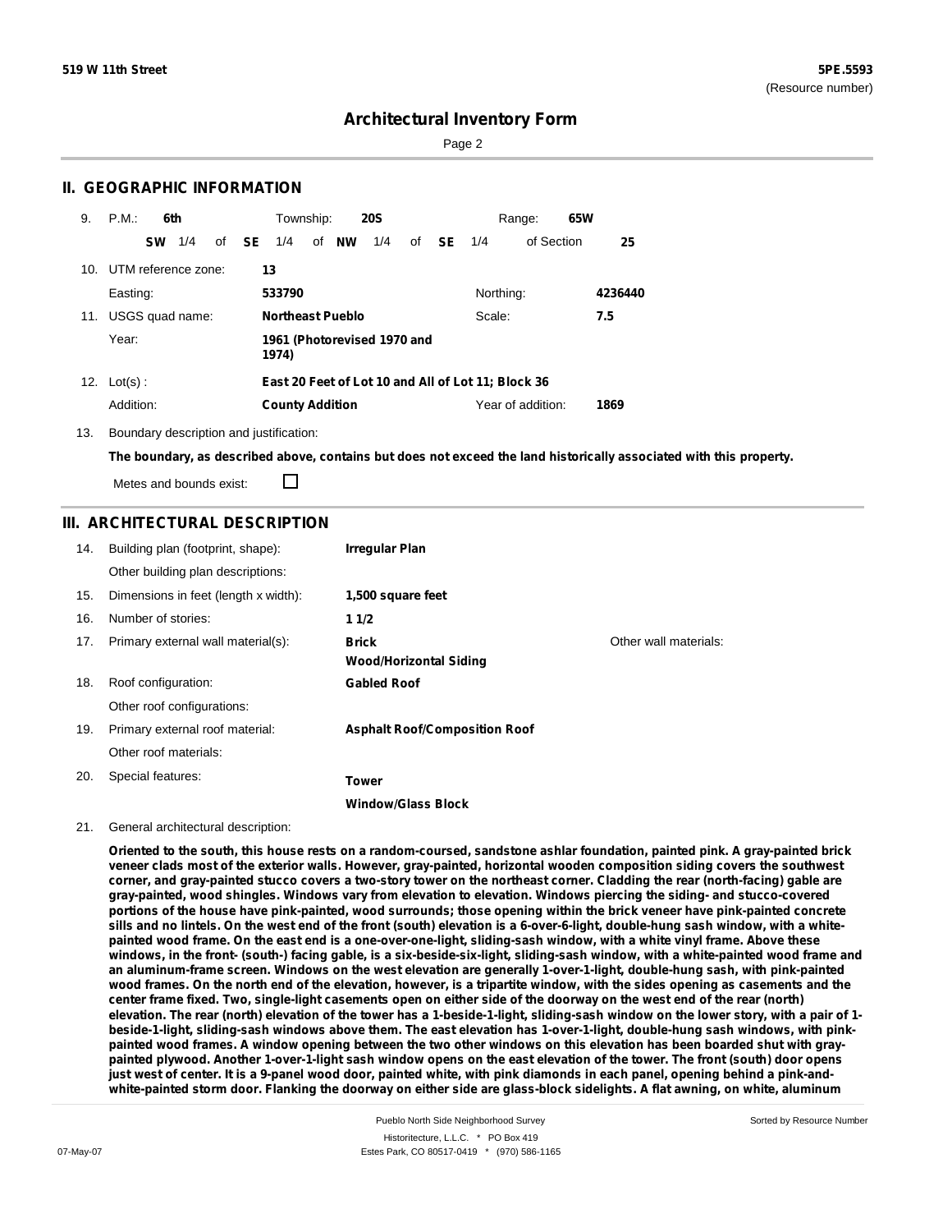## II. GEOGRAPHIC INFORMATION

9. P.M.: **6th** Township: **20S** Range: **65W**

**SW** 1/4 of **SE** 1/4 of **NW** 1/4 of **SE** 1/4 of Section **25**

10. UTM reference zone: **13**

Easting: **533790** Northing: **4236440**

11. USGS quad name: **Northeast Pueblo** Scale: **7.5**

Year: **1961 (Photorevised 1970 and 1974)**

12. Lot(s) : **East 20 Feet of Lot 10 and All of Lot 11; Block 36**

Addition: **County Addition** Year of addition: **1869**

13. Boundary description and justification:

**The boundary, as described above, contains but does not exceed the land historically associated with this property.**

Metes and bounds exist: ☐

## III. ARCHITECTURAL DESCRIPTION

| | | | |
|---|---|---|---|
| 14. | Building plan (footprint, shape): | **Irregular Plan** | |
| | Other building plan descriptions: | | |
| 15. | Dimensions in feet (length x width): | **1,500 square feet** | |
| 16. | Number of stories: | **1 1/2** | |
| 17. | Primary external wall material(s): | **Brick**<br>**Wood/Horizontal Siding** | Other wall materials: |
| 18. | Roof configuration: | **Gabled Roof** | |
| | Other roof configurations: | | |
| 19. | Primary external roof material: | **Asphalt Roof/Composition Roof** | |
| | Other roof materials: | | |
| 20. | Special features: | **Tower**<br>**Window/Glass Block** | |

21. General architectural description:

**Oriented to the south, this house rests on a random-coursed, sandstone ashlar foundation, painted pink. A gray-painted brick veneer clads most of the exterior walls. However, gray-painted, horizontal wooden composition siding covers the southwest corner, and gray-painted stucco covers a two-story tower on the northeast corner. Cladding the rear (north-facing) gable are gray-painted, wood shingles. Windows vary from elevation to elevation. Windows piercing the siding- and stucco-covered portions of the house have pink-painted, wood surrounds; those opening within the brick veneer have pink-painted concrete sills and no lintels. On the west end of the front (south) elevation is a 6-over-6-light, double-hung sash window, with a white-painted wood frame. On the east end is a one-over-one-light, sliding-sash window, with a white vinyl frame. Above these windows, in the front- (south-) facing gable, is a six-beside-six-light, sliding-sash window, with a white-painted wood frame and an aluminum-frame screen. Windows on the west elevation are generally 1-over-1-light, double-hung sash, with pink-painted wood frames. On the north end of the elevation, however, is a tripartite window, with the sides opening as casements and the center frame fixed. Two, single-light casements open on either side of the doorway on the west end of the rear (north) elevation. The rear (north) elevation of the tower has a 1-beside-1-light, sliding-sash window on the lower story, with a pair of 1-beside-1-light, sliding-sash windows above them. The east elevation has 1-over-1-light, double-hung sash windows, with pink-painted wood frames. A window opening between the two other windows on this elevation has been boarded shut with gray-painted plywood. Another 1-over-1-light sash window opens on the east elevation of the tower. The front (south) door opens just west of center. It is a 9-panel wood door, painted white, with pink diamonds in each panel, opening behind a pink-and-white-painted storm door. Flanking the doorway on either side are glass-block sidelights. A flat awning, on white, aluminum**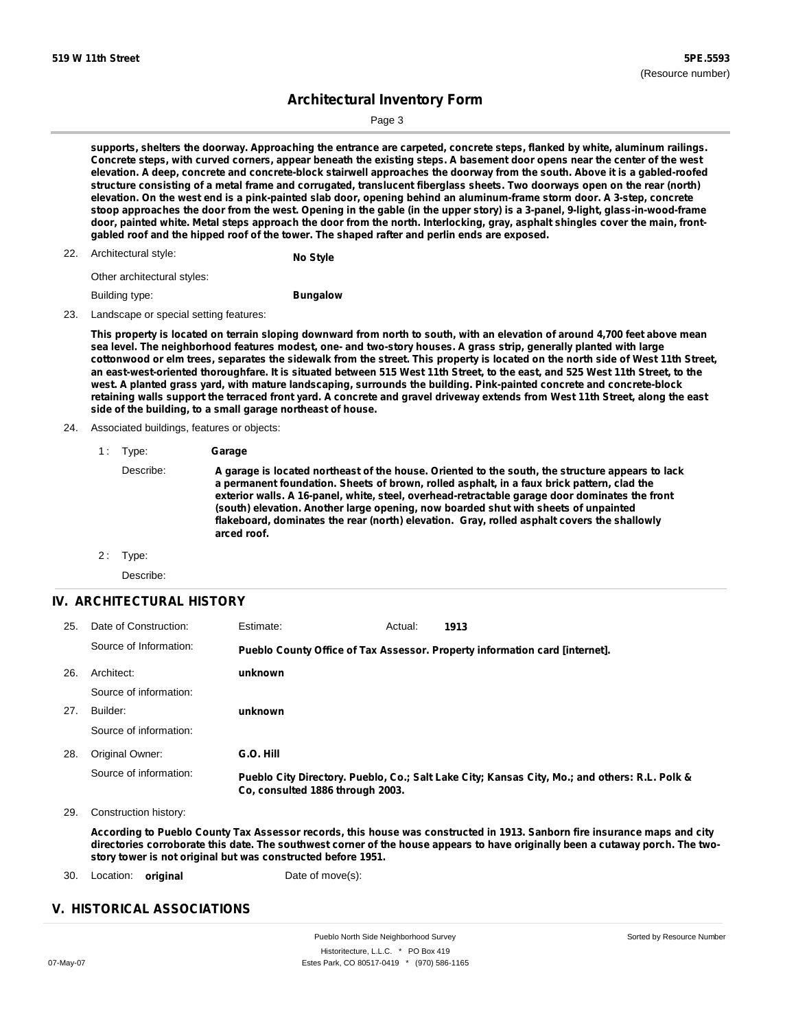**supports, shelters the doorway. Approaching the entrance are carpeted, concrete steps, flanked by white, aluminum railings. Concrete steps, with curved corners, appear beneath the existing steps. A basement door opens near the center of the west elevation. A deep, concrete and concrete-block stairwell approaches the doorway from the south. Above it is a gabled-roofed structure consisting of a metal frame and corrugated, translucent fiberglass sheets. Two doorways open on the rear (north) elevation. On the west end is a pink-painted slab door, opening behind an aluminum-frame storm door. A 3-step, concrete stoop approaches the door from the west. Opening in the gable (in the upper story) is a 3-panel, 9-light, glass-in-wood-frame door, painted white. Metal steps approach the door from the north. Interlocking, gray, asphalt shingles cover the main, front-gabled roof and the hipped roof of the tower. The shaped rafter and perlin ends are exposed.**

22. Architectural style: **No Style**

    Other architectural styles:

    Building type: **Bungalow**

23. Landscape or special setting features:

**This property is located on terrain sloping downward from north to south, with an elevation of around 4,700 feet above mean sea level. The neighborhood features modest, one- and two-story houses. A grass strip, generally planted with large cottonwood or elm trees, separates the sidewalk from the street. This property is located on the north side of West 11th Street, an east-west-oriented thoroughfare. It is situated between 515 West 11th Street, to the east, and 525 West 11th Street, to the west. A planted grass yard, with mature landscaping, surrounds the building. Pink-painted concrete and concrete-block retaining walls support the terraced front yard. A concrete and gravel driveway extends from West 11th Street, along the east side of the building, to a small garage northeast of house.**

24. Associated buildings, features or objects:

    1 : Type: **Garage**

    Describe: **A garage is located northeast of the house. Oriented to the south, the structure appears to lack a permanent foundation. Sheets of brown, rolled asphalt, in a faux brick pattern, clad the exterior walls. A 16-panel, white, steel, overhead-retractable garage door dominates the front (south) elevation. Another large opening, now boarded shut with sheets of unpainted flakeboard, dominates the rear (north) elevation. Gray, rolled asphalt covers the shallowly arced roof.**

    2 : Type:

    Describe:

## IV. ARCHITECTURAL HISTORY

25. Date of Construction: Estimate: Actual: **1913**

    Source of Information: **Pueblo County Office of Tax Assessor. Property information card [internet].**

26. Architect: **unknown**

    Source of information:

27. Builder: **unknown**

    Source of information:

28. Original Owner: **G.O. Hill**

    Source of information: **Pueblo City Directory. Pueblo, Co.; Salt Lake City; Kansas City, Mo.; and others: R.L. Polk & Co, consulted 1886 through 2003.**

29. Construction history:

**According to Pueblo County Tax Assessor records, this house was constructed in 1913. Sanborn fire insurance maps and city directories corroborate this date. The southwest corner of the house appears to have originally been a cutaway porch. The two-story tower is not original but was constructed before 1951.**

30. Location: **original** Date of move(s):

## V. HISTORICAL ASSOCIATIONS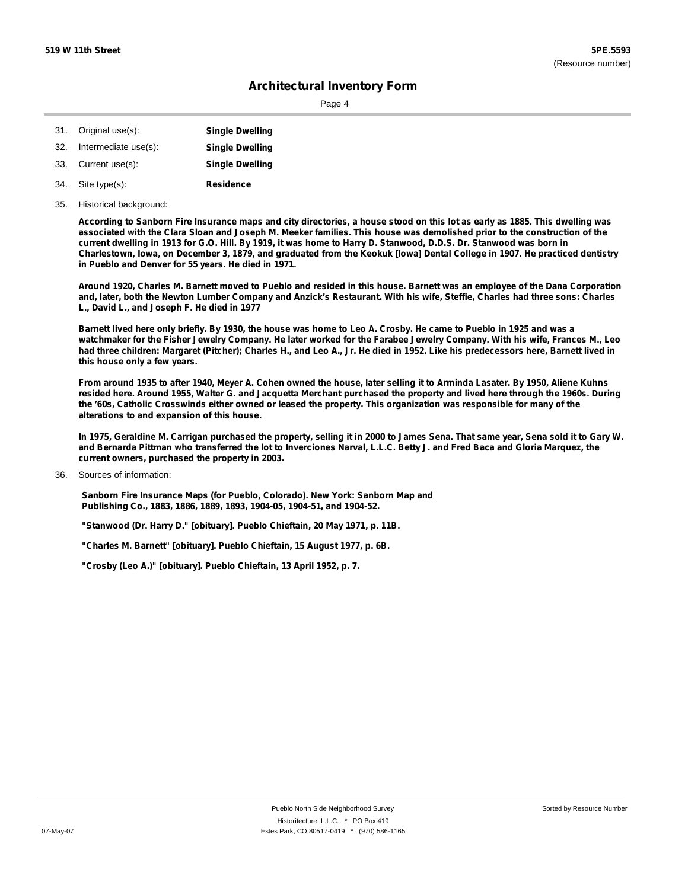## Architectural Inventory Form

31. Original use(s): **Single Dwelling**
32. Intermediate use(s): **Single Dwelling**
33. Current use(s): **Single Dwelling**
34. Site type(s): **Residence**
35. Historical background:

**According to Sanborn Fire Insurance maps and city directories, a house stood on this lot as early as 1885. This dwelling was associated with the Clara Sloan and Joseph M. Meeker families. This house was demolished prior to the construction of the current dwelling in 1913 for G.O. Hill. By 1919, it was home to Harry D. Stanwood, D.D.S. Dr. Stanwood was born in Charlestown, Iowa, on December 3, 1879, and graduated from the Keokuk [Iowa] Dental College in 1907. He practiced dentistry in Pueblo and Denver for 55 years. He died in 1971.**

**Around 1920, Charles M. Barnett moved to Pueblo and resided in this house. Barnett was an employee of the Dana Corporation and, later, both the Newton Lumber Company and Anzick's Restaurant. With his wife, Steffie, Charles had three sons: Charles L., David L., and Joseph F. He died in 1977**

**Barnett lived here only briefly. By 1930, the house was home to Leo A. Crosby. He came to Pueblo in 1925 and was a watchmaker for the Fisher Jewelry Company. He later worked for the Farabee Jewelry Company. With his wife, Frances M., Leo had three children: Margaret (Pitcher); Charles H., and Leo A., Jr. He died in 1952. Like his predecessors here, Barnett lived in this house only a few years.**

**From around 1935 to after 1940, Meyer A. Cohen owned the house, later selling it to Arminda Lasater. By 1950, Aliene Kuhns resided here. Around 1955, Walter G. and Jacquetta Merchant purchased the property and lived here through the 1960s. During the '60s, Catholic Crosswinds either owned or leased the property. This organization was responsible for many of the alterations to and expansion of this house.**

**In 1975, Geraldine M. Carrigan purchased the property, selling it in 2000 to James Sena. That same year, Sena sold it to Gary W. and Bernarda Pittman who transferred the lot to Inverciones Narval, L.L.C. Betty J. and Fred Baca and Gloria Marquez, the current owners, purchased the property in 2003.**

36. Sources of information:

**Sanborn Fire Insurance Maps (for Pueblo, Colorado). New York: Sanborn Map and Publishing Co., 1883, 1886, 1889, 1893, 1904-05, 1904-51, and 1904-52.**

**"Stanwood (Dr. Harry D." [obituary]. Pueblo Chieftain, 20 May 1971, p. 11B.**

**"Charles M. Barnett" [obituary]. Pueblo Chieftain, 15 August 1977, p. 6B.**

**"Crosby (Leo A.)" [obituary]. Pueblo Chieftain, 13 April 1952, p. 7.**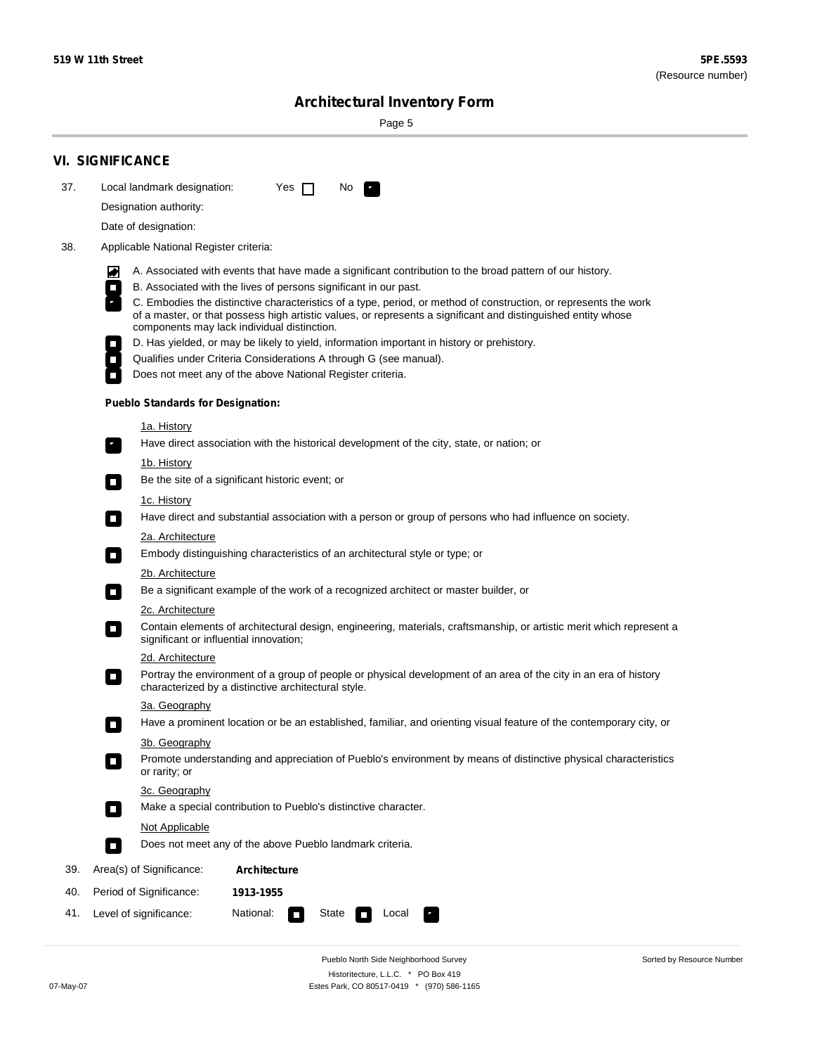## VI. SIGNIFICANCE

37. Local landmark designation: Yes ☐ No ☑

Designation authority:

Date of designation:

38. Applicable National Register criteria:

- ☑ A. Associated with events that have made a significant contribution to the broad pattern of our history.
- ☐ B. Associated with the lives of persons significant in our past.
- ☑ C. Embodies the distinctive characteristics of a type, period, or method of construction, or represents the work of a master, or that possess high artistic values, or represents a significant and distinguished entity whose components may lack individual distinction.
- ☐ D. Has yielded, or may be likely to yield, information important in history or prehistory.
- ☐ Qualifies under Criteria Considerations A through G (see manual).
- ☐ Does not meet any of the above National Register criteria.

**Pueblo Standards for Designation:**

1a. History
- ☑ Have direct association with the historical development of the city, state, or nation; or

1b. History
- ☐ Be the site of a significant historic event; or

1c. History
- ☐ Have direct and substantial association with a person or group of persons who had influence on society.

2a. Architecture
- ☐ Embody distinguishing characteristics of an architectural style or type; or

2b. Architecture
- ☐ Be a significant example of the work of a recognized architect or master builder, or

2c. Architecture
- ☐ Contain elements of architectural design, engineering, materials, craftsmanship, or artistic merit which represent a significant or influential innovation;

2d. Architecture
- ☐ Portray the environment of a group of people or physical development of an area of the city in an era of history characterized by a distinctive architectural style.

3a. Geography
- ☐ Have a prominent location or be an established, familiar, and orienting visual feature of the contemporary city, or

3b. Geography
- ☐ Promote understanding and appreciation of Pueblo's environment by means of distinctive physical characteristics or rarity; or

3c. Geography
- ☐ Make a special contribution to Pueblo's distinctive character.

Not Applicable
- ☐ Does not meet any of the above Pueblo landmark criteria.

39. Area(s) of Significance: **Architecture**

40. Period of Significance: **1913-1955**

41. Level of significance: National: ☐ State ☐ Local ☑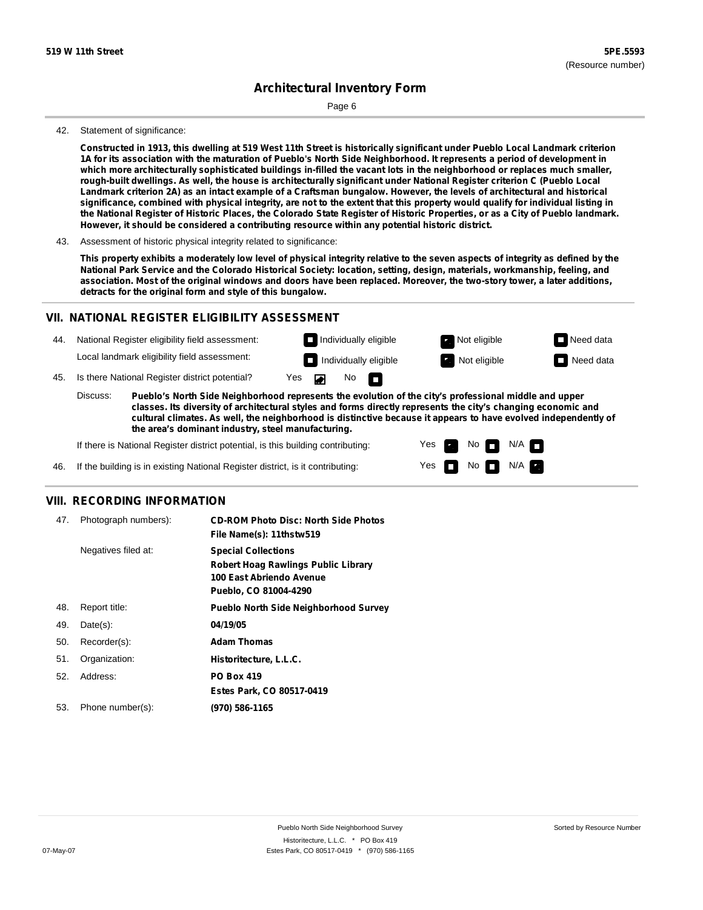42. Statement of significance:

**Constructed in 1913, this dwelling at 519 West 11th Street is historically significant under Pueblo Local Landmark criterion 1A for its association with the maturation of Pueblo's North Side Neighborhood. It represents a period of development in which more architecturally sophisticated buildings in-filled the vacant lots in the neighborhood or replaces much smaller, rough-built dwellings. As well, the house is architecturally significant under National Register criterion C (Pueblo Local Landmark criterion 2A) as an intact example of a Craftsman bungalow. However, the levels of architectural and historical significance, combined with physical integrity, are not to the extent that this property would qualify for individual listing in the National Register of Historic Places, the Colorado State Register of Historic Properties, or as a City of Pueblo landmark. However, it should be considered a contributing resource within any potential historic district.**

43. Assessment of historic physical integrity related to significance:

**This property exhibits a moderately low level of physical integrity relative to the seven aspects of integrity as defined by the National Park Service and the Colorado Historical Society: location, setting, design, materials, workmanship, feeling, and association. Most of the original windows and doors have been replaced. Moreover, the two-story tower, a later additions, detracts for the original form and style of this bungalow.**

## VII. NATIONAL REGISTER ELIGIBILITY ASSESSMENT

44. National Register eligibility field assessment: ☐ Individually eligible ☑ Not eligible ☐ Need data

Local landmark eligibility field assessment: ☐ Individually eligible ☑ Not eligible ☐ Need data

45. Is there National Register district potential? Yes ☑ No ☐

Discuss: **Pueblo's North Side Neighborhood represents the evolution of the city's professional middle and upper classes. Its diversity of architectural styles and forms directly represents the city's changing economic and cultural climates. As well, the neighborhood is distinctive because it appears to have evolved independently of the area's dominant industry, steel manufacturing.**

If there is National Register district potential, is this building contributing: Yes ☑ No ☐ N/A ☐

46. If the building is in existing National Register district, is it contributing: Yes ☐ No ☐ N/A ☑

## VIII. RECORDING INFORMATION

47. Photograph numbers): **CD-ROM Photo Disc: North Side Photos**
**File Name(s): 11thstw519**

Negatives filed at: **Special Collections**
**Robert Hoag Rawlings Public Library**
**100 East Abriendo Avenue**
**Pueblo, CO 81004-4290**

48. Report title: **Pueblo North Side Neighborhood Survey**

49. Date(s): **04/19/05**

50. Recorder(s): **Adam Thomas**

51. Organization: **Historitecture, L.L.C.**

52. Address: **PO Box 419**
**Estes Park, CO 80517-0419**

53. Phone number(s): **(970) 586-1165**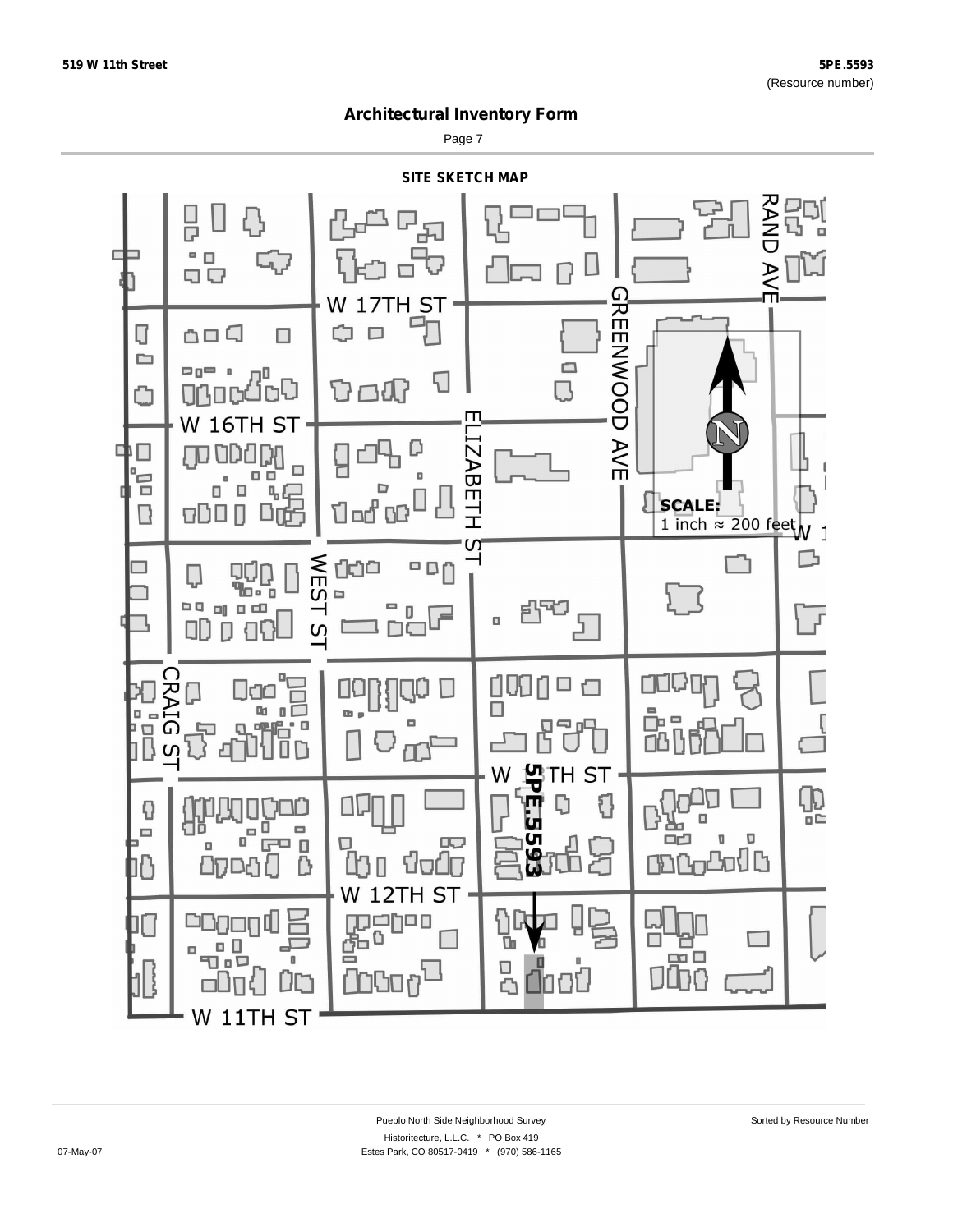## Architectural Inventory Form

### SITE SKETCH MAP

W 17TH ST

W 16TH ST

W 12TH ST

W 11TH ST

CRAIG ST

WEST ST

ELIZABETH ST

GREENWOOD AVE

RAND AVE

W 13TH ST

5PE.5593

SCALE:
1 inch ≈ 200 feet

Pueblo North Side Neighborhood Survey

Historitecture, L.L.C. * PO Box 419
Estes Park, CO 80517-0419 * (970) 586-1165

07-May-07

Sorted by Resource Number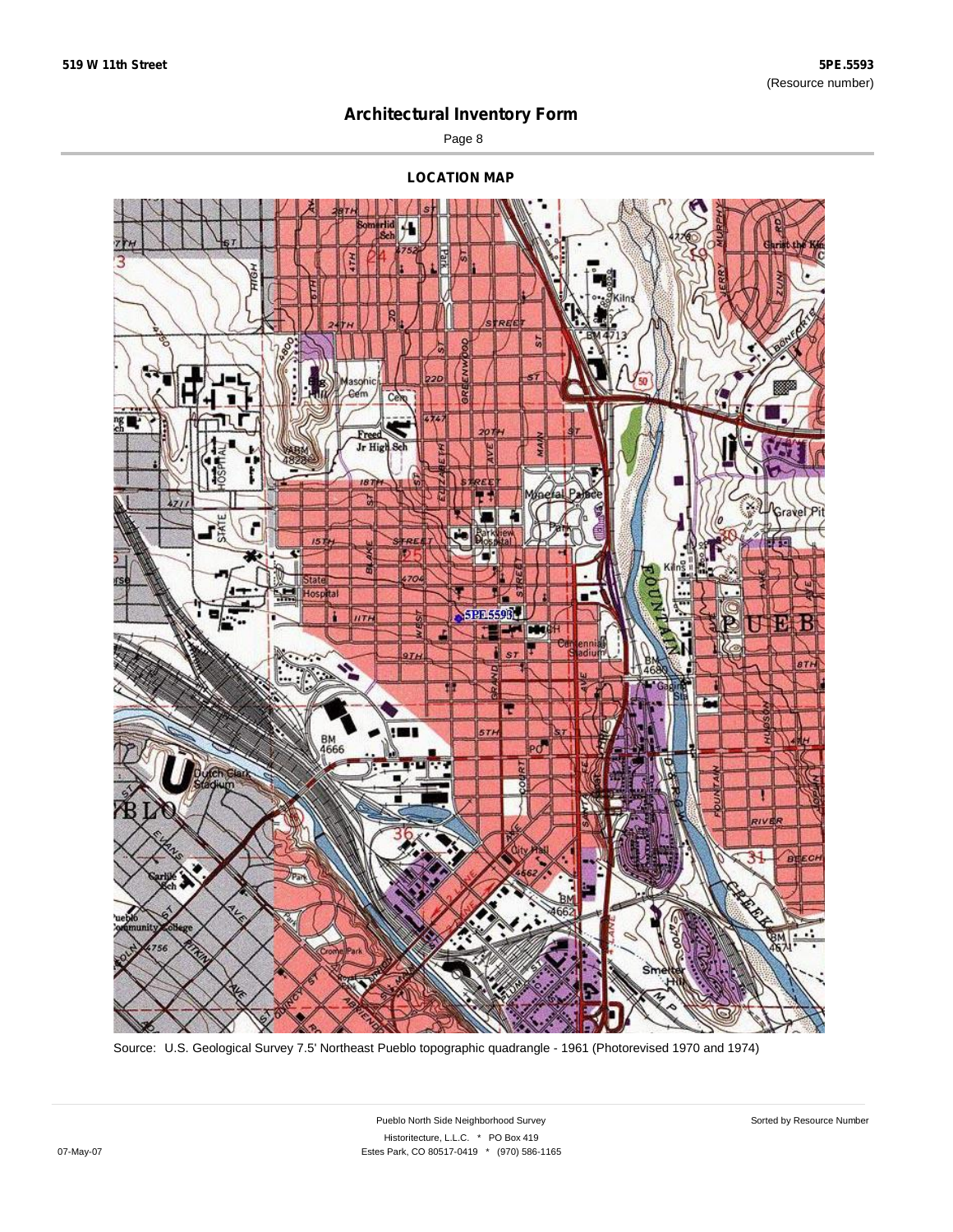## Architectural Inventory Form

### LOCATION MAP

Source: U.S. Geological Survey 7.5' Northeast Pueblo topographic quadrangle - 1961 (Photorevised 1970 and 1974)